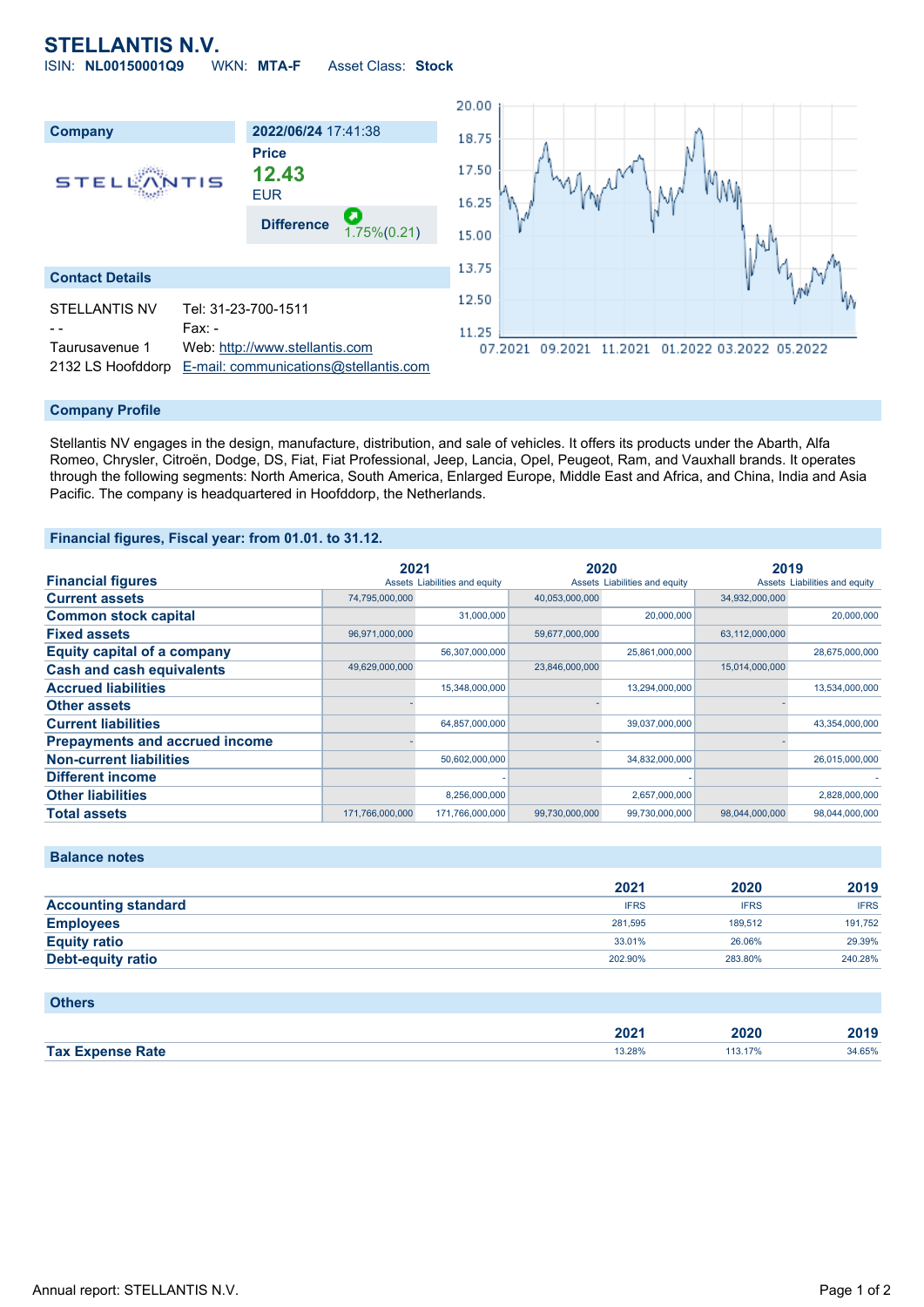# STELLANTIS N.V.

ISIN: **NL00150001Q9** WKN: **MTA-F** Asset Class: **Stock**

| Company | 2022/06/24 17:41:38 |
|---|---|
| STELLANTIS | **Price** |
| | **12.43** |
| | EUR |
| | **Difference** 1.75%(0.21) |

## Contact Details

| | |
|---|---|
| STELLANTIS NV | Tel: 31-23-700-1511 |
| - - | Fax: - |
| Taurusavenue 1 | Web: http://www.stellantis.com |
| 2132 LS Hoofddorp | E-mail: communications@stellantis.com |

## Company Profile

Stellantis NV engages in the design, manufacture, distribution, and sale of vehicles. It offers its products under the Abarth, Alfa Romeo, Chrysler, Citroën, Dodge, DS, Fiat, Fiat Professional, Jeep, Lancia, Opel, Peugeot, Ram, and Vauxhall brands. It operates through the following segments: North America, South America, Enlarged Europe, Middle East and Africa, and China, India and Asia Pacific. The company is headquartered in Hoofddorp, the Netherlands.

## Financial figures, Fiscal year: from 01.01. to 31.12.

| Financial figures | 2021 | | 2020 | | 2019 | |
|---|---|---|---|---|---|---|
| | Assets | Liabilities and equity | Assets | Liabilities and equity | Assets | Liabilities and equity |
| **Current assets** | 74,795,000,000 | | 40,053,000,000 | | 34,932,000,000 | |
| **Common stock capital** | | 31,000,000 | | 20,000,000 | | 20,000,000 |
| **Fixed assets** | 96,971,000,000 | | 59,677,000,000 | | 63,112,000,000 | |
| **Equity capital of a company** | | 56,307,000,000 | | 25,861,000,000 | | 28,675,000,000 |
| **Cash and cash equivalents** | 49,629,000,000 | | 23,846,000,000 | | 15,014,000,000 | |
| **Accrued liabilities** | | 15,348,000,000 | | 13,294,000,000 | | 13,534,000,000 |
| **Other assets** | - | | - | | - | |
| **Current liabilities** | | 64,857,000,000 | | 39,037,000,000 | | 43,354,000,000 |
| **Prepayments and accrued income** | - | | - | | - | |
| **Non-current liabilities** | | 50,602,000,000 | | 34,832,000,000 | | 26,015,000,000 |
| **Different income** | | - | | - | | - |
| **Other liabilities** | | 8,256,000,000 | | 2,657,000,000 | | 2,828,000,000 |
| **Total assets** | 171,766,000,000 | 171,766,000,000 | 99,730,000,000 | 99,730,000,000 | 98,044,000,000 | 98,044,000,000 |

## Balance notes

| | 2021 | 2020 | 2019 |
|---|---|---|---|
| **Accounting standard** | IFRS | IFRS | IFRS |
| **Employees** | 281,595 | 189,512 | 191,752 |
| **Equity ratio** | 33.01% | 26.06% | 29.39% |
| **Debt-equity ratio** | 202.90% | 283.80% | 240.28% |

## Others

| | 2021 | 2020 | 2019 |
|---|---|---|---|
| **Tax Expense Rate** | 13.28% | 113.17% | 34.65% |

Annual report: STELLANTIS N.V.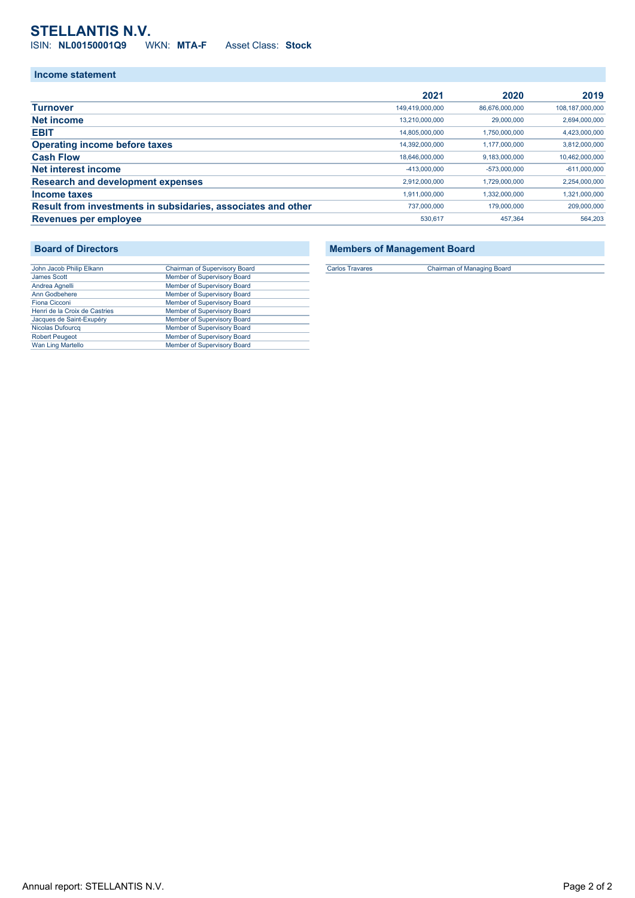# STELLANTIS N.V.

ISIN: **NL00150001Q9** WKN: **MTA-F** Asset Class: **Stock**

## Income statement

| | 2021 | 2020 | 2019 |
|---|---|---|---|
| **Turnover** | 149,419,000,000 | 86,676,000,000 | 108,187,000,000 |
| **Net income** | 13,210,000,000 | 29,000,000 | 2,694,000,000 |
| **EBIT** | 14,805,000,000 | 1,750,000,000 | 4,423,000,000 |
| **Operating income before taxes** | 14,392,000,000 | 1,177,000,000 | 3,812,000,000 |
| **Cash Flow** | 18,646,000,000 | 9,183,000,000 | 10,462,000,000 |
| **Net interest income** | -413,000,000 | -573,000,000 | -611,000,000 |
| **Research and development expenses** | 2,912,000,000 | 1,729,000,000 | 2,254,000,000 |
| **Income taxes** | 1,911,000,000 | 1,332,000,000 | 1,321,000,000 |
| **Result from investments in subsidaries, associates and other** | 737,000,000 | 179,000,000 | 209,000,000 |
| **Revenues per employee** | 530,617 | 457,364 | 564,203 |

## Board of Directors

| | |
|---|---|
| John Jacob Philip Elkann | Chairman of Supervisory Board |
| James Scott | Member of Supervisory Board |
| Andrea Agnelli | Member of Supervisory Board |
| Ann Godbehere | Member of Supervisory Board |
| Fiona Cicconi | Member of Supervisory Board |
| Henri de la Croix de Castries | Member of Supervisory Board |
| Jacques de Saint-Exupéry | Member of Supervisory Board |
| Nicolas Dufourcq | Member of Supervisory Board |
| Robert Peugeot | Member of Supervisory Board |
| Wan Ling Martello | Member of Supervisory Board |

## Members of Management Board

| | |
|---|---|
| Carlos Travares | Chairman of Managing Board |